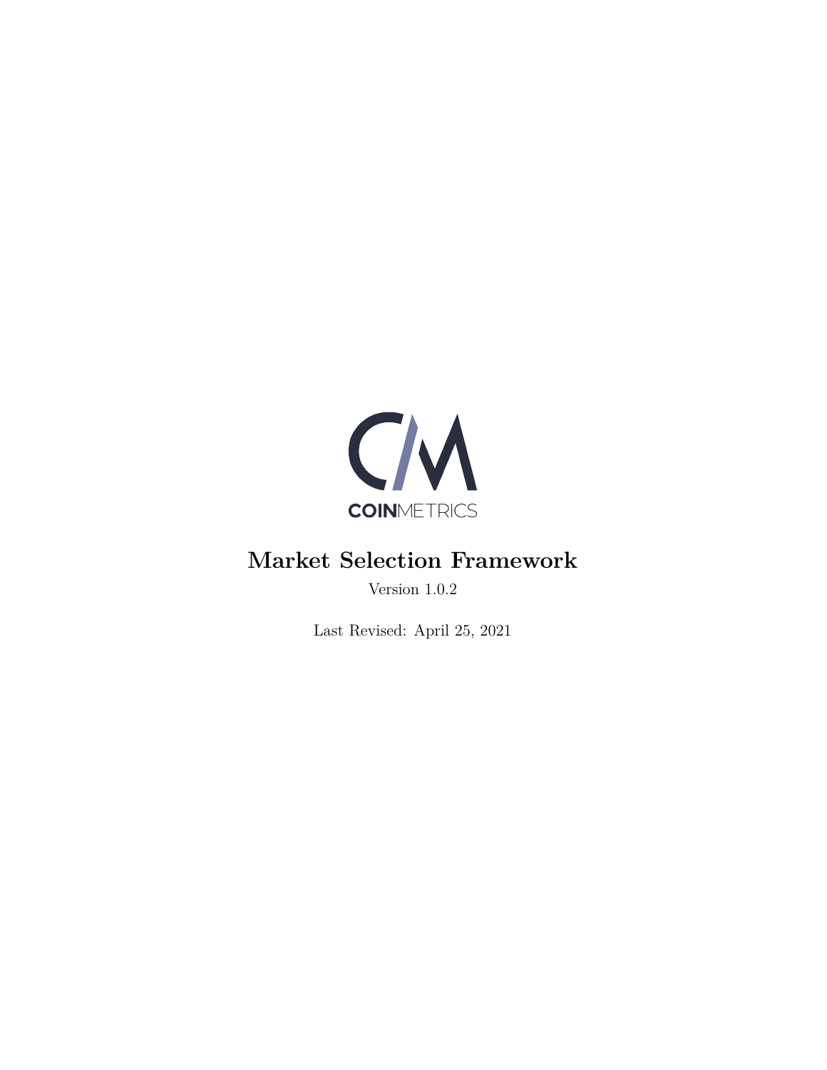# Market Selection Framework

Version 1.0.2

Last Revised: April 25, 2021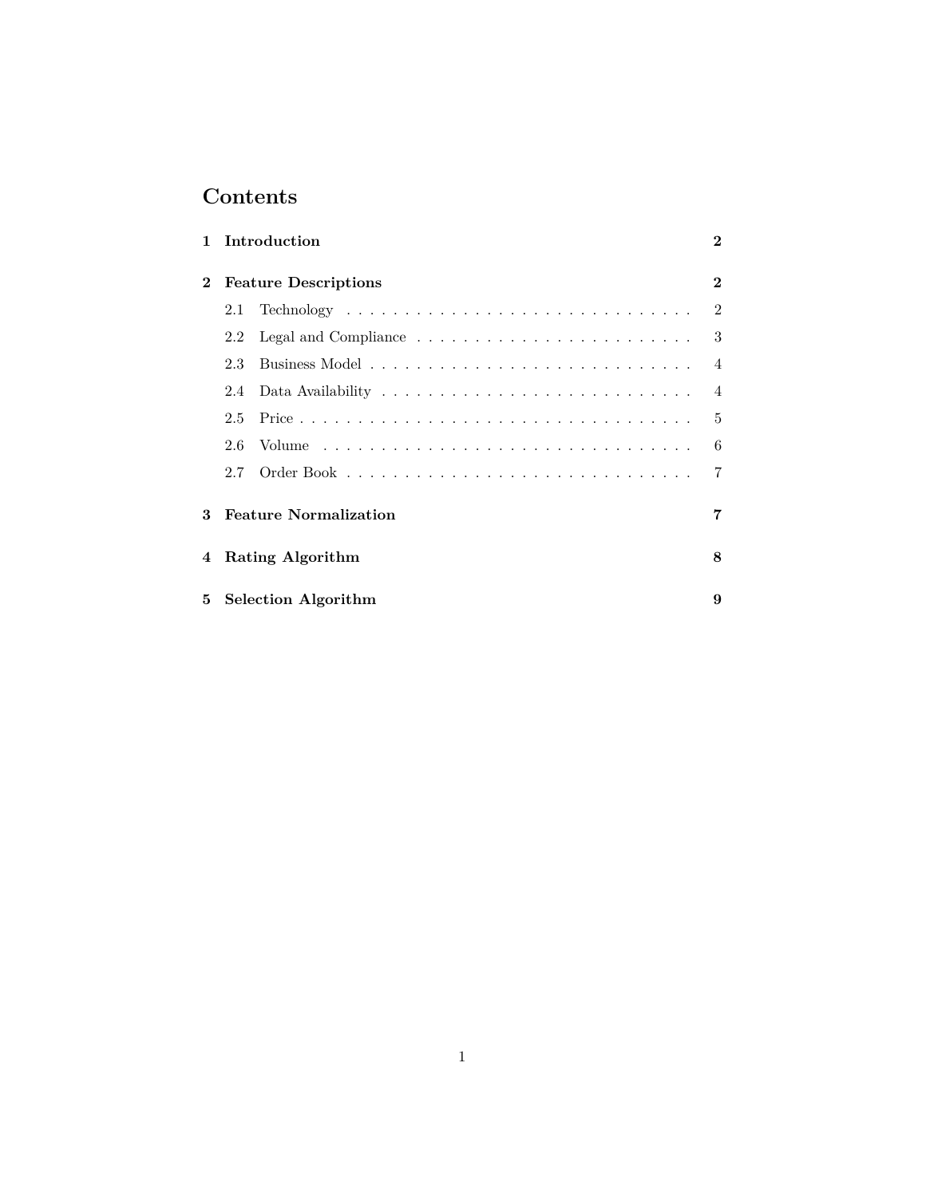# Contents

| | | |
|---|---|---|
| **1** | **Introduction** | **2** |
| **2** | **Feature Descriptions** | **2** |
| | 2.1 Technology | 2 |
| | 2.2 Legal and Compliance | 3 |
| | 2.3 Business Model | 4 |
| | 2.4 Data Availability | 4 |
| | 2.5 Price | 5 |
| | 2.6 Volume | 6 |
| | 2.7 Order Book | 7 |
| **3** | **Feature Normalization** | **7** |
| **4** | **Rating Algorithm** | **8** |
| **5** | **Selection Algorithm** | **9** |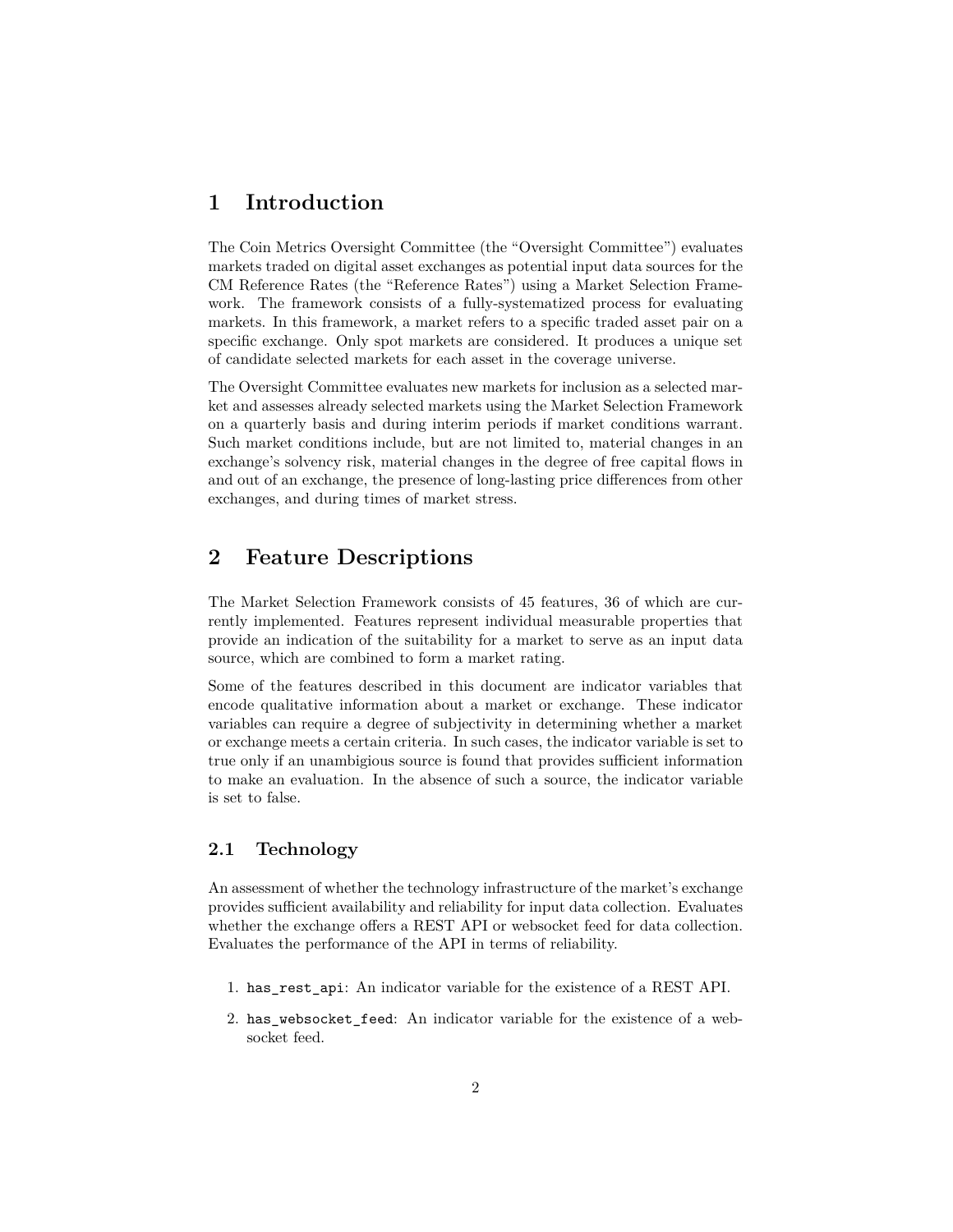# 1 Introduction

The Coin Metrics Oversight Committee (the "Oversight Committee") evaluates markets traded on digital asset exchanges as potential input data sources for the CM Reference Rates (the "Reference Rates") using a Market Selection Framework. The framework consists of a fully-systematized process for evaluating markets. In this framework, a market refers to a specific traded asset pair on a specific exchange. Only spot markets are considered. It produces a unique set of candidate selected markets for each asset in the coverage universe.

The Oversight Committee evaluates new markets for inclusion as a selected market and assesses already selected markets using the Market Selection Framework on a quarterly basis and during interim periods if market conditions warrant. Such market conditions include, but are not limited to, material changes in an exchange's solvency risk, material changes in the degree of free capital flows in and out of an exchange, the presence of long-lasting price differences from other exchanges, and during times of market stress.

# 2 Feature Descriptions

The Market Selection Framework consists of 45 features, 36 of which are currently implemented. Features represent individual measurable properties that provide an indication of the suitability for a market to serve as an input data source, which are combined to form a market rating.

Some of the features described in this document are indicator variables that encode qualitative information about a market or exchange. These indicator variables can require a degree of subjectivity in determining whether a market or exchange meets a certain criteria. In such cases, the indicator variable is set to true only if an unambigious source is found that provides sufficient information to make an evaluation. In the absence of such a source, the indicator variable is set to false.

## 2.1 Technology

An assessment of whether the technology infrastructure of the market's exchange provides sufficient availability and reliability for input data collection. Evaluates whether the exchange offers a REST API or websocket feed for data collection. Evaluates the performance of the API in terms of reliability.

1. `has_rest_api`: An indicator variable for the existence of a REST API.
2. `has_websocket_feed`: An indicator variable for the existence of a websocket feed.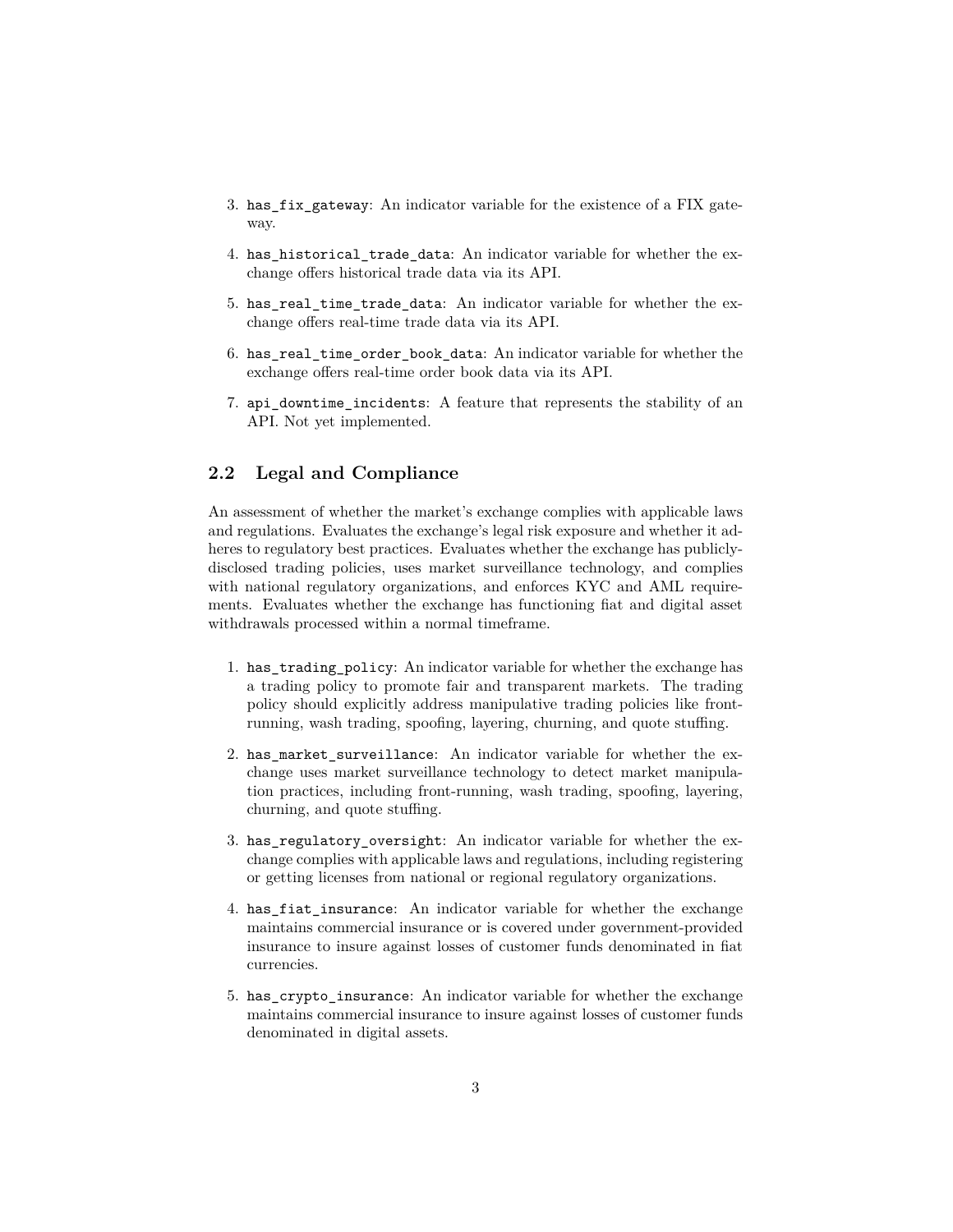3. `has_fix_gateway`: An indicator variable for the existence of a FIX gateway.

4. `has_historical_trade_data`: An indicator variable for whether the exchange offers historical trade data via its API.

5. `has_real_time_trade_data`: An indicator variable for whether the exchange offers real-time trade data via its API.

6. `has_real_time_order_book_data`: An indicator variable for whether the exchange offers real-time order book data via its API.

7. `api_downtime_incidents`: A feature that represents the stability of an API. Not yet implemented.

## 2.2 Legal and Compliance

An assessment of whether the market's exchange complies with applicable laws and regulations. Evaluates the exchange's legal risk exposure and whether it adheres to regulatory best practices. Evaluates whether the exchange has publicly-disclosed trading policies, uses market surveillance technology, and complies with national regulatory organizations, and enforces KYC and AML requirements. Evaluates whether the exchange has functioning fiat and digital asset withdrawals processed within a normal timeframe.

1. `has_trading_policy`: An indicator variable for whether the exchange has a trading policy to promote fair and transparent markets. The trading policy should explicitly address manipulative trading policies like front-running, wash trading, spoofing, layering, churning, and quote stuffing.

2. `has_market_surveillance`: An indicator variable for whether the exchange uses market surveillance technology to detect market manipulation practices, including front-running, wash trading, spoofing, layering, churning, and quote stuffing.

3. `has_regulatory_oversight`: An indicator variable for whether the exchange complies with applicable laws and regulations, including registering or getting licenses from national or regional regulatory organizations.

4. `has_fiat_insurance`: An indicator variable for whether the exchange maintains commercial insurance or is covered under government-provided insurance to insure against losses of customer funds denominated in fiat currencies.

5. `has_crypto_insurance`: An indicator variable for whether the exchange maintains commercial insurance to insure against losses of customer funds denominated in digital assets.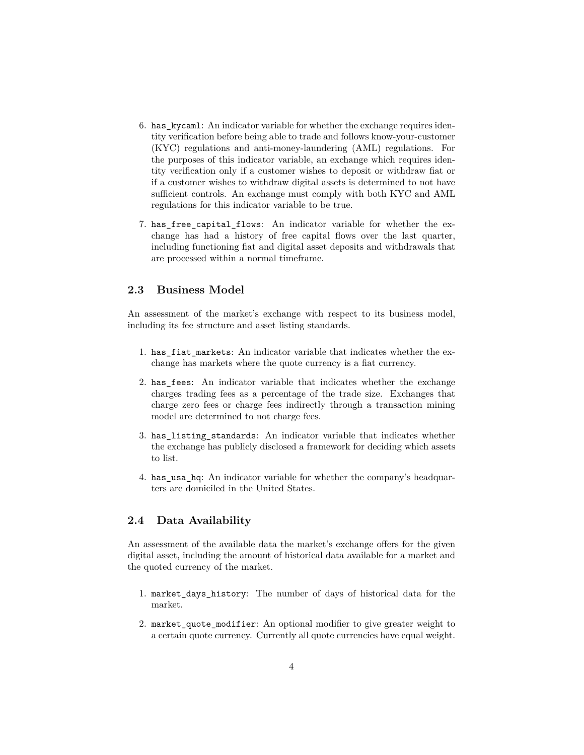6. `has_kycaml`: An indicator variable for whether the exchange requires identity verification before being able to trade and follows know-your-customer (KYC) regulations and anti-money-laundering (AML) regulations. For the purposes of this indicator variable, an exchange which requires identity verification only if a customer wishes to deposit or withdraw fiat or if a customer wishes to withdraw digital assets is determined to not have sufficient controls. An exchange must comply with both KYC and AML regulations for this indicator variable to be true.

7. `has_free_capital_flows`: An indicator variable for whether the exchange has had a history of free capital flows over the last quarter, including functioning fiat and digital asset deposits and withdrawals that are processed within a normal timeframe.

### 2.3 Business Model

An assessment of the market's exchange with respect to its business model, including its fee structure and asset listing standards.

1. `has_fiat_markets`: An indicator variable that indicates whether the exchange has markets where the quote currency is a fiat currency.

2. `has_fees`: An indicator variable that indicates whether the exchange charges trading fees as a percentage of the trade size. Exchanges that charge zero fees or charge fees indirectly through a transaction mining model are determined to not charge fees.

3. `has_listing_standards`: An indicator variable that indicates whether the exchange has publicly disclosed a framework for deciding which assets to list.

4. `has_usa_hq`: An indicator variable for whether the company's headquarters are domiciled in the United States.

### 2.4 Data Availability

An assessment of the available data the market's exchange offers for the given digital asset, including the amount of historical data available for a market and the quoted currency of the market.

1. `market_days_history`: The number of days of historical data for the market.

2. `market_quote_modifier`: An optional modifier to give greater weight to a certain quote currency. Currently all quote currencies have equal weight.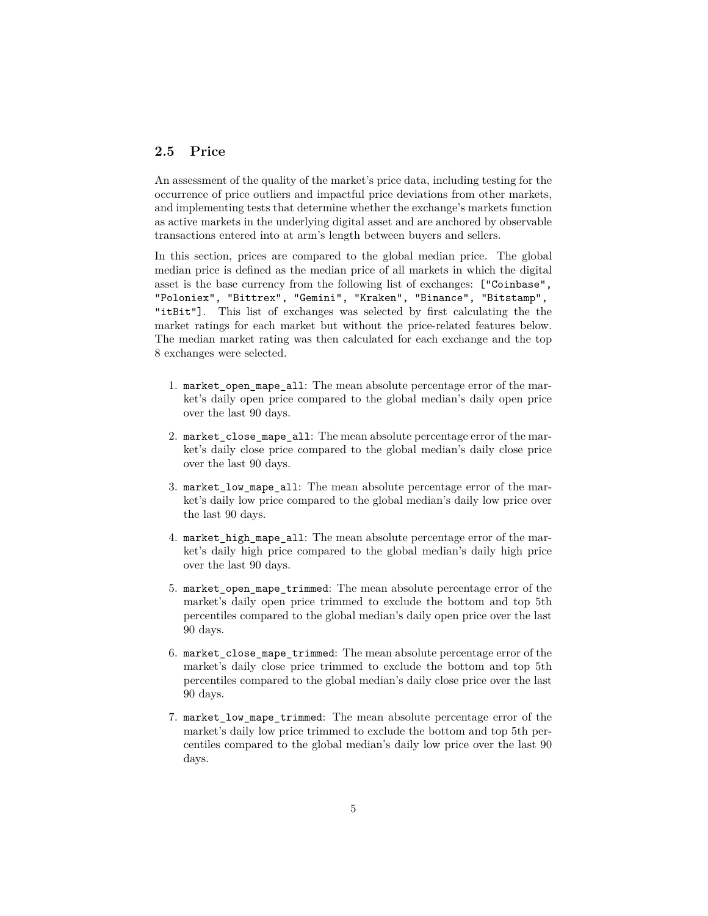## 2.5 Price

An assessment of the quality of the market's price data, including testing for the occurrence of price outliers and impactful price deviations from other markets, and implementing tests that determine whether the exchange's markets function as active markets in the underlying digital asset and are anchored by observable transactions entered into at arm's length between buyers and sellers.

In this section, prices are compared to the global median price. The global median price is defined as the median price of all markets in which the digital asset is the base currency from the following list of exchanges: `["Coinbase", "Poloniex", "Bittrex", "Gemini", "Kraken", "Binance", "Bitstamp", "itBit"]`. This list of exchanges was selected by first calculating the the market ratings for each market but without the price-related features below. The median market rating was then calculated for each exchange and the top 8 exchanges were selected.

1. `market_open_mape_all`: The mean absolute percentage error of the market's daily open price compared to the global median's daily open price over the last 90 days.
2. `market_close_mape_all`: The mean absolute percentage error of the market's daily close price compared to the global median's daily close price over the last 90 days.
3. `market_low_mape_all`: The mean absolute percentage error of the market's daily low price compared to the global median's daily low price over the last 90 days.
4. `market_high_mape_all`: The mean absolute percentage error of the market's daily high price compared to the global median's daily high price over the last 90 days.
5. `market_open_mape_trimmed`: The mean absolute percentage error of the market's daily open price trimmed to exclude the bottom and top 5th percentiles compared to the global median's daily open price over the last 90 days.
6. `market_close_mape_trimmed`: The mean absolute percentage error of the market's daily close price trimmed to exclude the bottom and top 5th percentiles compared to the global median's daily close price over the last 90 days.
7. `market_low_mape_trimmed`: The mean absolute percentage error of the market's daily low price trimmed to exclude the bottom and top 5th percentiles compared to the global median's daily low price over the last 90 days.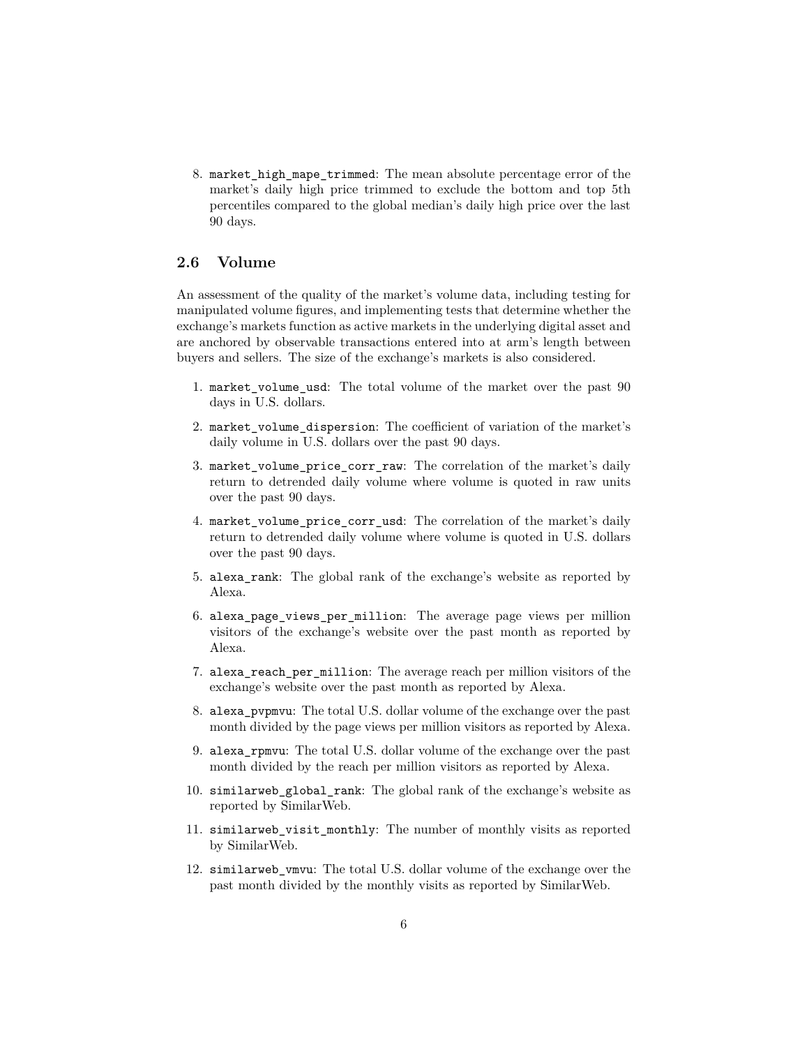8. `market_high_mape_trimmed`: The mean absolute percentage error of the market's daily high price trimmed to exclude the bottom and top 5th percentiles compared to the global median's daily high price over the last 90 days.

### 2.6 Volume

An assessment of the quality of the market's volume data, including testing for manipulated volume figures, and implementing tests that determine whether the exchange's markets function as active markets in the underlying digital asset and are anchored by observable transactions entered into at arm's length between buyers and sellers. The size of the exchange's markets is also considered.

1. `market_volume_usd`: The total volume of the market over the past 90 days in U.S. dollars.
2. `market_volume_dispersion`: The coefficient of variation of the market's daily volume in U.S. dollars over the past 90 days.
3. `market_volume_price_corr_raw`: The correlation of the market's daily return to detrended daily volume where volume is quoted in raw units over the past 90 days.
4. `market_volume_price_corr_usd`: The correlation of the market's daily return to detrended daily volume where volume is quoted in U.S. dollars over the past 90 days.
5. `alexa_rank`: The global rank of the exchange's website as reported by Alexa.
6. `alexa_page_views_per_million`: The average page views per million visitors of the exchange's website over the past month as reported by Alexa.
7. `alexa_reach_per_million`: The average reach per million visitors of the exchange's website over the past month as reported by Alexa.
8. `alexa_pvpmvu`: The total U.S. dollar volume of the exchange over the past month divided by the page views per million visitors as reported by Alexa.
9. `alexa_rpmvu`: The total U.S. dollar volume of the exchange over the past month divided by the reach per million visitors as reported by Alexa.
10. `similarweb_global_rank`: The global rank of the exchange's website as reported by SimilarWeb.
11. `similarweb_visit_monthly`: The number of monthly visits as reported by SimilarWeb.
12. `similarweb_vmvu`: The total U.S. dollar volume of the exchange over the past month divided by the monthly visits as reported by SimilarWeb.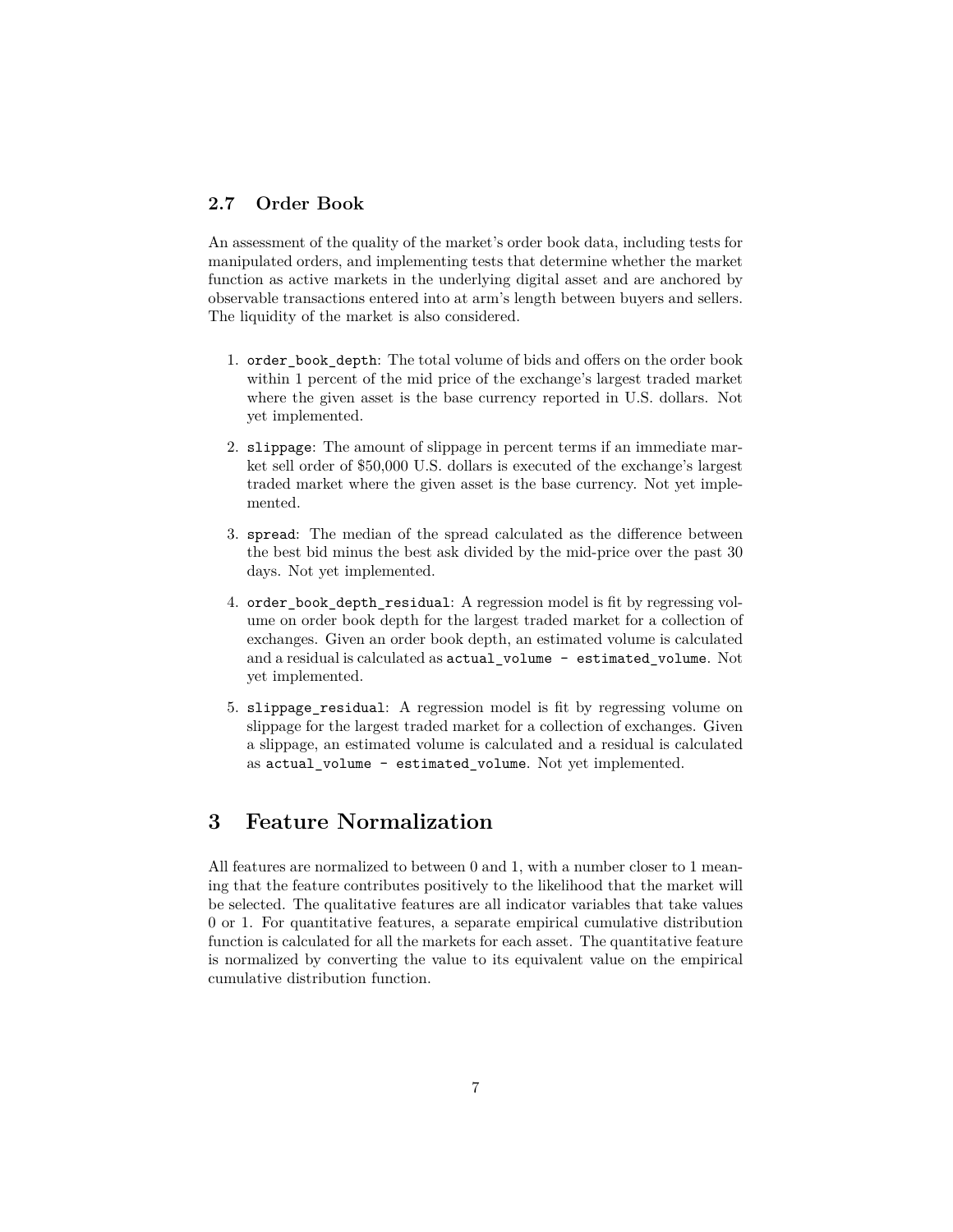### 2.7 Order Book

An assessment of the quality of the market's order book data, including tests for manipulated orders, and implementing tests that determine whether the market function as active markets in the underlying digital asset and are anchored by observable transactions entered into at arm's length between buyers and sellers. The liquidity of the market is also considered.

1. `order_book_depth`: The total volume of bids and offers on the order book within 1 percent of the mid price of the exchange's largest traded market where the given asset is the base currency reported in U.S. dollars. Not yet implemented.

2. `slippage`: The amount of slippage in percent terms if an immediate market sell order of $50,000 U.S. dollars is executed of the exchange's largest traded market where the given asset is the base currency. Not yet implemented.

3. `spread`: The median of the spread calculated as the difference between the best bid minus the best ask divided by the mid-price over the past 30 days. Not yet implemented.

4. `order_book_depth_residual`: A regression model is fit by regressing volume on order book depth for the largest traded market for a collection of exchanges. Given an order book depth, an estimated volume is calculated and a residual is calculated as `actual_volume - estimated_volume`. Not yet implemented.

5. `slippage_residual`: A regression model is fit by regressing volume on slippage for the largest traded market for a collection of exchanges. Given a slippage, an estimated volume is calculated and a residual is calculated as `actual_volume - estimated_volume`. Not yet implemented.

# 3 Feature Normalization

All features are normalized to between 0 and 1, with a number closer to 1 meaning that the feature contributes positively to the likelihood that the market will be selected. The qualitative features are all indicator variables that take values 0 or 1. For quantitative features, a separate empirical cumulative distribution function is calculated for all the markets for each asset. The quantitative feature is normalized by converting the value to its equivalent value on the empirical cumulative distribution function.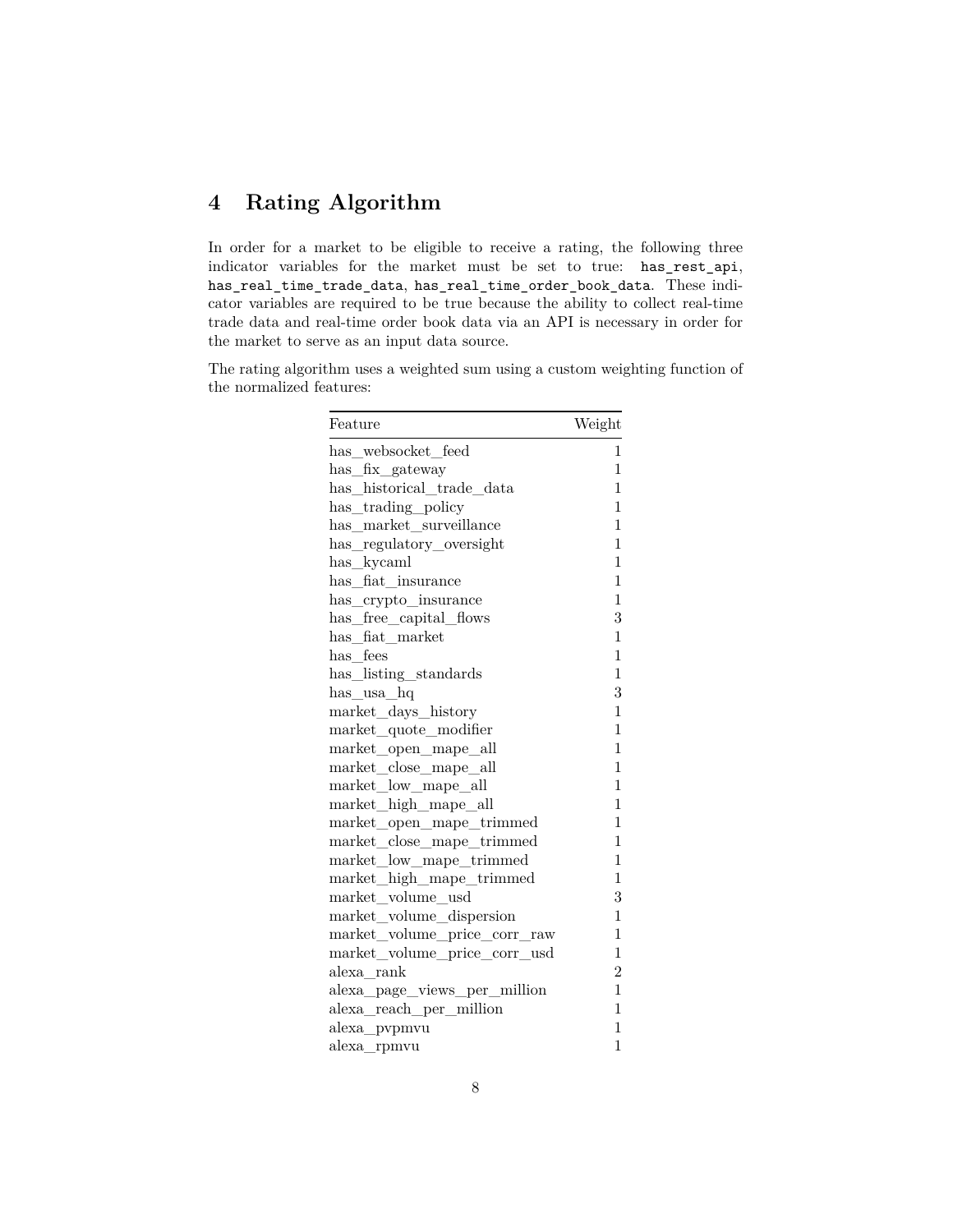## 4 Rating Algorithm

In order for a market to be eligible to receive a rating, the following three indicator variables for the market must be set to true: `has_rest_api`, `has_real_time_trade_data`, `has_real_time_order_book_data`. These indicator variables are required to be true because the ability to collect real-time trade data and real-time order book data via an API is necessary in order for the market to serve as an input data source.

The rating algorithm uses a weighted sum using a custom weighting function of the normalized features:

| Feature | Weight |
|---|---:|
| has_websocket_feed | 1 |
| has_fix_gateway | 1 |
| has_historical_trade_data | 1 |
| has_trading_policy | 1 |
| has_market_surveillance | 1 |
| has_regulatory_oversight | 1 |
| has_kycaml | 1 |
| has_fiat_insurance | 1 |
| has_crypto_insurance | 1 |
| has_free_capital_flows | 3 |
| has_fiat_market | 1 |
| has_fees | 1 |
| has_listing_standards | 1 |
| has_usa_hq | 3 |
| market_days_history | 1 |
| market_quote_modifier | 1 |
| market_open_mape_all | 1 |
| market_close_mape_all | 1 |
| market_low_mape_all | 1 |
| market_high_mape_all | 1 |
| market_open_mape_trimmed | 1 |
| market_close_mape_trimmed | 1 |
| market_low_mape_trimmed | 1 |
| market_high_mape_trimmed | 1 |
| market_volume_usd | 3 |
| market_volume_dispersion | 1 |
| market_volume_price_corr_raw | 1 |
| market_volume_price_corr_usd | 1 |
| alexa_rank | 2 |
| alexa_page_views_per_million | 1 |
| alexa_reach_per_million | 1 |
| alexa_pvpmvu | 1 |
| alexa_rpmvu | 1 |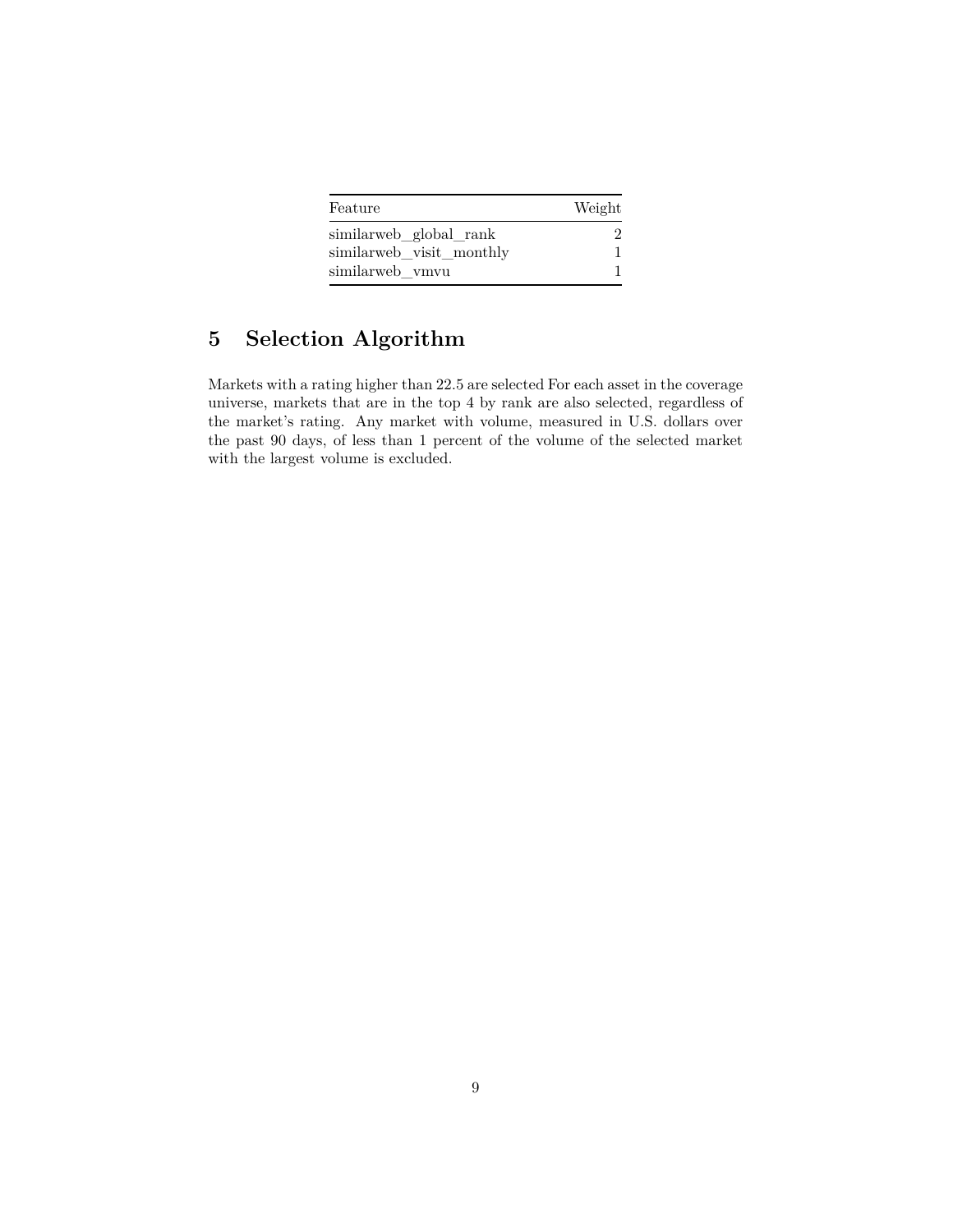| Feature | Weight |
|---|---|
| similarweb_global_rank | 2 |
| similarweb_visit_monthly | 1 |
| similarweb_vmvu | 1 |

## 5 Selection Algorithm

Markets with a rating higher than 22.5 are selected For each asset in the coverage universe, markets that are in the top 4 by rank are also selected, regardless of the market's rating. Any market with volume, measured in U.S. dollars over the past 90 days, of less than 1 percent of the volume of the selected market with the largest volume is excluded.